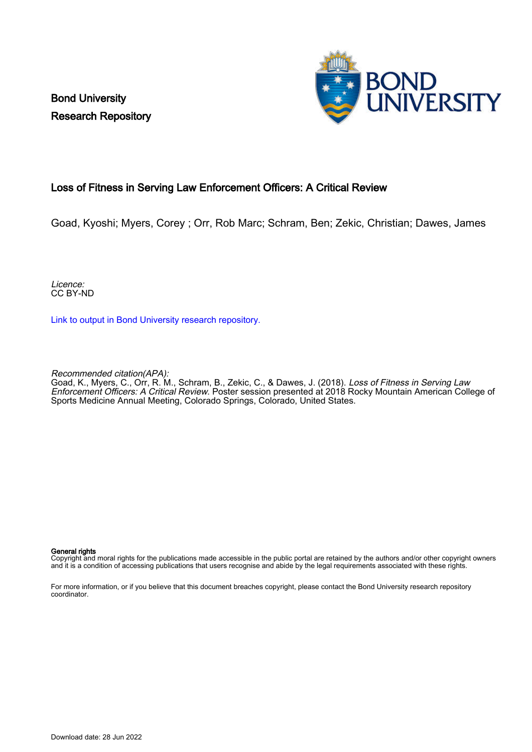Bond University
Research Repository

# Loss of Fitness in Serving Law Enforcement Officers: A Critical Review

Goad, Kyoshi; Myers, Corey ; Orr, Rob Marc; Schram, Ben; Zekic, Christian; Dawes, James

*Licence:*
CC BY-ND

[Link to output in Bond University research repository.]

*Recommended citation(APA):*
Goad, K., Myers, C., Orr, R. M., Schram, B., Zekic, C., & Dawes, J. (2018). *Loss of Fitness in Serving Law Enforcement Officers: A Critical Review*. Poster session presented at 2018 Rocky Mountain American College of Sports Medicine Annual Meeting, Colorado Springs, Colorado, United States.

**General rights**
Copyright and moral rights for the publications made accessible in the public portal are retained by the authors and/or other copyright owners and it is a condition of accessing publications that users recognise and abide by the legal requirements associated with these rights.

For more information, or if you believe that this document breaches copyright, please contact the Bond University research repository coordinator.

Download date: 28 Jun 2022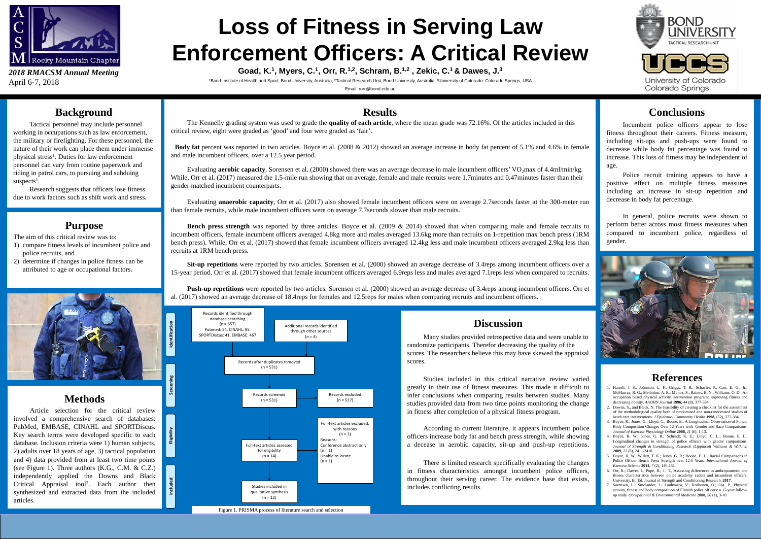# Loss of Fitness in Serving Law Enforcement Officers: A Critical Review

2018 RMACSM Annual Meeting
April 6-7, 2018

**Goad, K.[1], Myers, C.[1], Orr, R.[1,2], Schram, B.[1,2], Zekic, C.[1] & Dawes, J.[3]**

[1]Bond Institute of Health and Sport, Bond University, Australia; [2]Tactical Research Unit, Bond University, Australia; [3]University of Colorado: Colorado Springs, USA

Email: rorr@bond.edu.au

## Background

Tactical personnel may include personnel working in occupations such as law enforcement, the military or firefighting. For these personnel, the nature of their work can place them under immense physical stress[1]. Duties for law enforcement personnel can vary from routine paperwork and riding in patrol cars, to pursuing and subduing suspects[1].

Research suggests that officers lose fitness due to work factors such as shift work and stress.

## Purpose

The aim of this critical review was to:

1) compare fitness levels of incumbent police and police recruits, and
2) determine if changes in police fitness can be attributed to age or occupational factors.

## Methods

Article selection for the critical review involved a comprehensive search of databases: PubMed, EMBASE, CINAHL and SPORTDiscus. Key search terms were developed specific to each database. Inclusion criteria were 1) human subjects, 2) adults over 18 years of age, 3) tactical population and 4) data provided from at least two time points (see Figure 1). Three authors (K.G., C.M. & C.Z.) independently applied the Downs and Black Critical Appraisal tool[2]. Each author then synthesized and extracted data from the included articles.

## Results

The Kennelly grading system was used to grade the **quality of each article**, where the mean grade was 72.16%. Of the articles included in this critical review, eight were graded as 'good' and four were graded as 'fair'.

**Body fat** percent was reported in two articles. Boyce et al. (2008 & 2012) showed an average increase in body fat percent of 5.1% and 4.6% in female and male incumbent officers, over a 12.5 year period.

Evaluating **aerobic capacity**, Sorensen et al. (2000) showed there was an average decrease in male incumbent officers' $VO_2$max of 4.4ml/min/kg. While, Orr et al. (2017) measured the 1.5-mile run showing that on average, female and male recruits were 1.7minutes and 0.47minutes faster than their gender matched incumbent counterparts.

Evaluating **anaerobic capacity**, Orr et al. (2017) also showed female incumbent officers were on average 2.7seconds faster at the 300-meter run than female recruits, while male incumbent officers were on average 7.7seconds slower than male recruits.

**Bench press strength** was reported by three articles. Boyce et al. (2009 & 2014) showed that when comparing male and female recruits to incumbent officers, female incumbent officers averaged 4.8kg more and males averaged 13.6kg more than recruits on 1-repetition max bench press (1RM bench press). While, Orr et al. (2017) showed that female incumbent officers averaged 12.4kg less and male incumbent officers averaged 2.9kg less than recruits at 1RM bench press.

**Sit-up repetitions** were reported by two articles. Sorensen et al. (2000) showed an average decrease of 3.4reps among incumbent officers over a 15-year period. Orr et al. (2017) showed that female incumbent officers averaged 6.9reps less and males averaged 7.1reps less when compared to recruits.

**Push-up repetitions** were reported by two articles. Sorensen et al. (2000) showed an average decrease of 3.4reps among incumbent officers. Orr et al. (2017) showed an average decrease of 18.4reps for females and 12.5reps for males when comparing recruits and incumbent officers.

Identification
Records identified through database searching (n = 657) Pubmed: 54, CINAHL: 95, SPORTDiscus: 41, EMBASE: 467
Additional records identified through other sources (n = 3)
Screening
Records after duplicates removed (n = 531)
Records screened (n = 531)
Records excluded (n = 517)
Eligibility
Full-text articles assessed for eligibility (n = 14)
Full-text articles excluded, with reasons (n = 2) Reasons: Conference abstract only (n = 1) Unable to locate (n = 1)
Included
Studies included in qualitative synthesis (n = 12)

Figure 1. PRISMA process of literature search and selection

## Discussion

Many studies provided retrospective data and were unable to randomize participants. Therefor decreasing the quality of the scores. The researchers believe this may have skewed the appraisal scores.

Studies included in this critical narrative review varied greatly in their use of fitness measures. This made it difficult to infer conclusions when comparing results between studies. Many studies provided data from two time points monitoring the change in fitness after completion of a physical fitness program.

According to current literature, it appears incumbent police officers increase body fat and bench press strength, while showing a decrease in aerobic capacity, sit-up and push-up repetitions.

There is limited research specifically evaluating the changes in fitness characteristics amongst incumbent police officers, throughout their serving career. The evidence base that exists, includes conflicting results.

## Conclusions

Incumbent police officers appear to lose fitness throughout their careers. Fitness measure, including sit-ups and push-ups were found to decrease while body fat percentage was found to increase. This loss of fitness may be independent of age.

Police recruit training appears to have a positive effect on multiple fitness measures including an increase in sit-up repetition and decrease in body fat percentage.

In general, police recruits were shown to perform better across most fitness measures when compared to incumbent police, regardless of gender.

## References

1. Harrell, J. S.; Johnston, L. F.; Griggs, T. R.; Schaefer, P.; Carr, E. G., Jr.; McMurray, R. G.; Meibohm, A. R.; Munoz, S.; Raines, B. N.; Williams, O. D., An occupation based physical activity intervention program: improving fitness and decreasing obesity. *AAOHN Journal* **1996,** *44* (8), 377-384.
2. Downs, S., and Black, N. The feasibility of creating a checklist for the assessment of the methodological quality both of randomised and non-randomised studies of heath care interventions. *J Epidemiol Community Health* **1998,** (52), 377-384.
3. Boyce, R.; Jones, G.; Lloyd, C.; Boone, E., A Longitudinal Observation of Police: Body Composition Changes Over 12 Years with Gender and Race Comparisons. *Journal of Exercise Physiology Online* **2008,** *11* (6), 1-13.
4. Boyce, R. W.; Jones, G. R.; Schendt, K. E.; Lloyd, C. L.; Boone, E. L., Longitudinal changes in strength of police officers with gender comparisons. *Journal of Strength & Conditioning Research (Lippincott Williams & Wilkins)* **2009,** *23* (8), 2411-2418.
5. Boyce, R. W.; Willett, T. K.; Jones, G. R.; Boone, E. L., Racial Comparisons in Police Officer Bench Press Strength over 12.5 Years. *International Journal of Exercise Science* **2014,** *7* (2), 140-151.
6. Orr, R.; Dawes, J.; Pope, R.; J., T., Assessing differences in anthropometric and fitness characteristics between police academy cadets and incumbent officers. University, B., Ed. Journal of Strength and Conditioning Research, **2017**.
7. Sorensen, L.; Smolander, J.; Louhvaara, V.; Korhonen, O.; Oja, P., Physical activity, fitness and body composition of Finnish police officers: a 15-year follow-up study. *Occupational & Environmental Medicine* **2000,** *50* (1), 3-10.